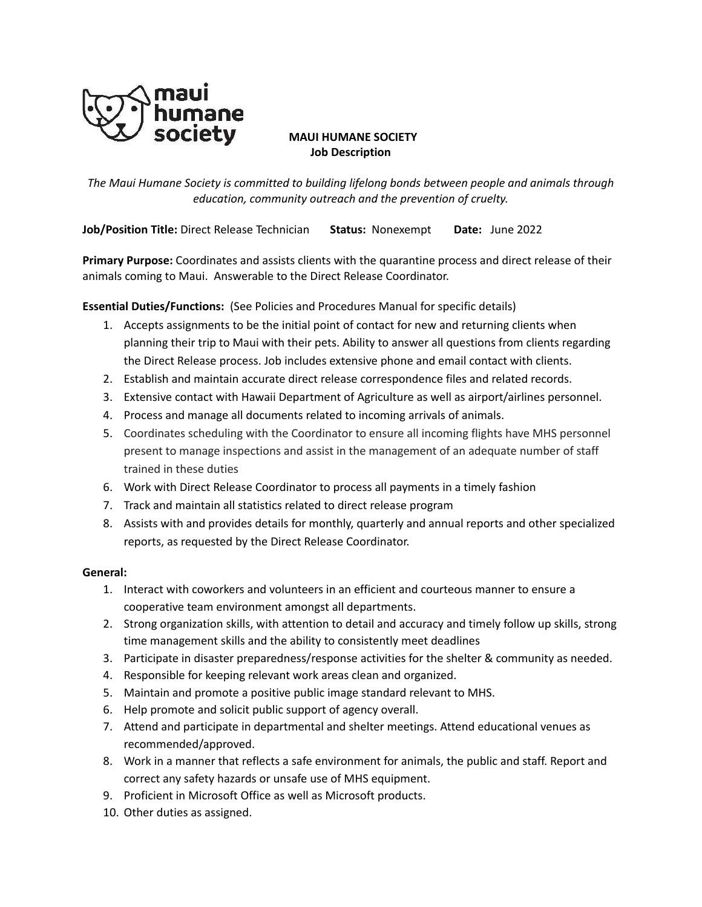# MAUI HUMANE SOCIETY
## Job Description

*The Maui Humane Society is committed to building lifelong bonds between people and animals through education, community outreach and the prevention of cruelty.*

**Job/Position Title:** Direct Release Technician **Status:** Nonexempt **Date:** June 2022

**Primary Purpose:** Coordinates and assists clients with the quarantine process and direct release of their animals coming to Maui. Answerable to the Direct Release Coordinator.

**Essential Duties/Functions:** (See Policies and Procedures Manual for specific details)

1. Accepts assignments to be the initial point of contact for new and returning clients when planning their trip to Maui with their pets. Ability to answer all questions from clients regarding the Direct Release process. Job includes extensive phone and email contact with clients.
2. Establish and maintain accurate direct release correspondence files and related records.
3. Extensive contact with Hawaii Department of Agriculture as well as airport/airlines personnel.
4. Process and manage all documents related to incoming arrivals of animals.
5. Coordinates scheduling with the Coordinator to ensure all incoming flights have MHS personnel present to manage inspections and assist in the management of an adequate number of staff trained in these duties
6. Work with Direct Release Coordinator to process all payments in a timely fashion
7. Track and maintain all statistics related to direct release program
8. Assists with and provides details for monthly, quarterly and annual reports and other specialized reports, as requested by the Direct Release Coordinator.

**General:**

1. Interact with coworkers and volunteers in an efficient and courteous manner to ensure a cooperative team environment amongst all departments.
2. Strong organization skills, with attention to detail and accuracy and timely follow up skills, strong time management skills and the ability to consistently meet deadlines
3. Participate in disaster preparedness/response activities for the shelter & community as needed.
4. Responsible for keeping relevant work areas clean and organized.
5. Maintain and promote a positive public image standard relevant to MHS.
6. Help promote and solicit public support of agency overall.
7. Attend and participate in departmental and shelter meetings. Attend educational venues as recommended/approved.
8. Work in a manner that reflects a safe environment for animals, the public and staff. Report and correct any safety hazards or unsafe use of MHS equipment.
9. Proficient in Microsoft Office as well as Microsoft products.
10. Other duties as assigned.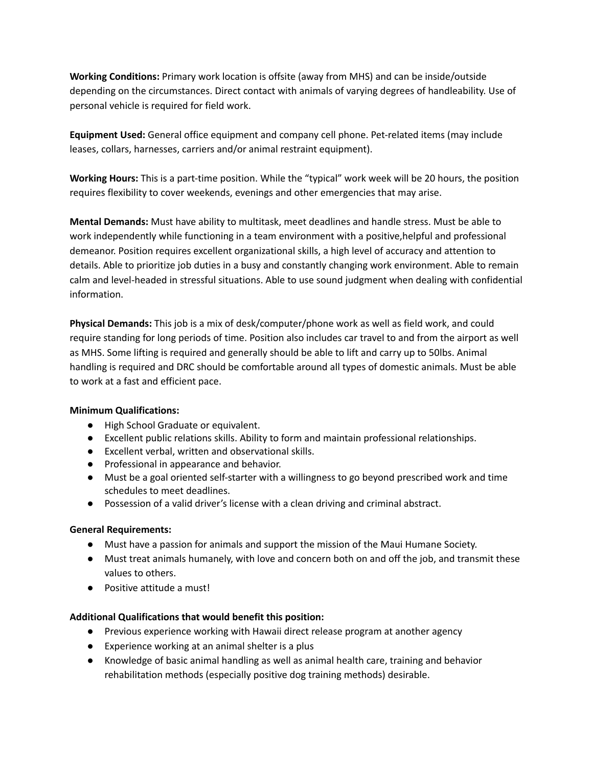**Working Conditions:** Primary work location is offsite (away from MHS) and can be inside/outside depending on the circumstances. Direct contact with animals of varying degrees of handleability. Use of personal vehicle is required for field work.

**Equipment Used:** General office equipment and company cell phone. Pet-related items (may include leases, collars, harnesses, carriers and/or animal restraint equipment).

**Working Hours:** This is a part-time position. While the "typical" work week will be 20 hours, the position requires flexibility to cover weekends, evenings and other emergencies that may arise.

**Mental Demands:** Must have ability to multitask, meet deadlines and handle stress. Must be able to work independently while functioning in a team environment with a positive,helpful and professional demeanor. Position requires excellent organizational skills, a high level of accuracy and attention to details. Able to prioritize job duties in a busy and constantly changing work environment. Able to remain calm and level-headed in stressful situations. Able to use sound judgment when dealing with confidential information.

**Physical Demands:** This job is a mix of desk/computer/phone work as well as field work, and could require standing for long periods of time. Position also includes car travel to and from the airport as well as MHS. Some lifting is required and generally should be able to lift and carry up to 50lbs. Animal handling is required and DRC should be comfortable around all types of domestic animals. Must be able to work at a fast and efficient pace.

**Minimum Qualifications:**

- High School Graduate or equivalent.
- Excellent public relations skills. Ability to form and maintain professional relationships.
- Excellent verbal, written and observational skills.
- Professional in appearance and behavior.
- Must be a goal oriented self-starter with a willingness to go beyond prescribed work and time schedules to meet deadlines.
- Possession of a valid driver's license with a clean driving and criminal abstract.

**General Requirements:**

- Must have a passion for animals and support the mission of the Maui Humane Society.
- Must treat animals humanely, with love and concern both on and off the job, and transmit these values to others.
- Positive attitude a must!

**Additional Qualifications that would benefit this position:**

- Previous experience working with Hawaii direct release program at another agency
- Experience working at an animal shelter is a plus
- Knowledge of basic animal handling as well as animal health care, training and behavior rehabilitation methods (especially positive dog training methods) desirable.